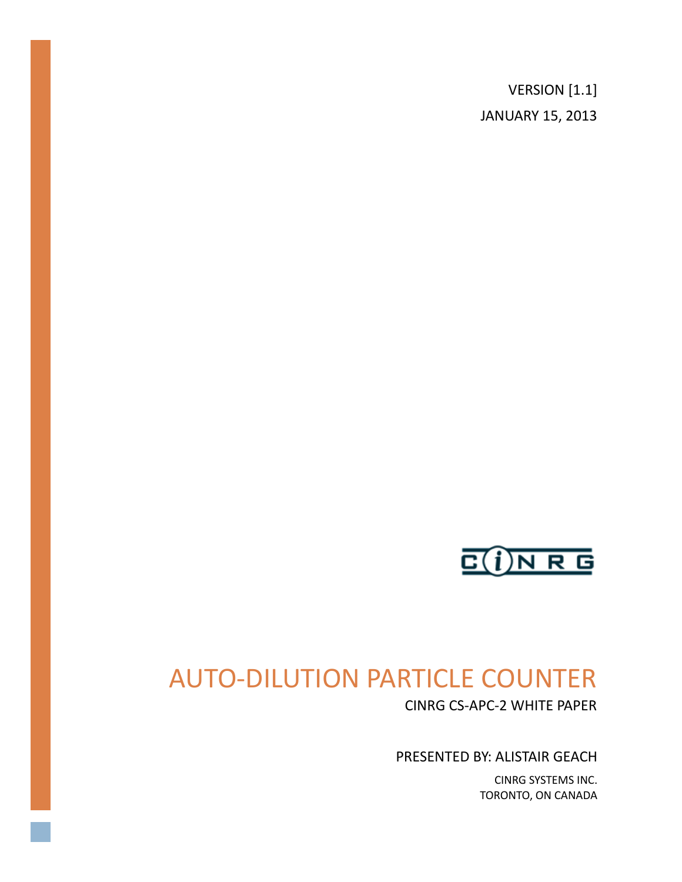VERSION [1.1]

JANUARY 15, 2013

CINRG

# AUTO-DILUTION PARTICLE COUNTER

CINRG CS-APC-2 WHITE PAPER

PRESENTED BY: ALISTAIR GEACH

CINRG SYSTEMS INC.
TORONTO, ON CANADA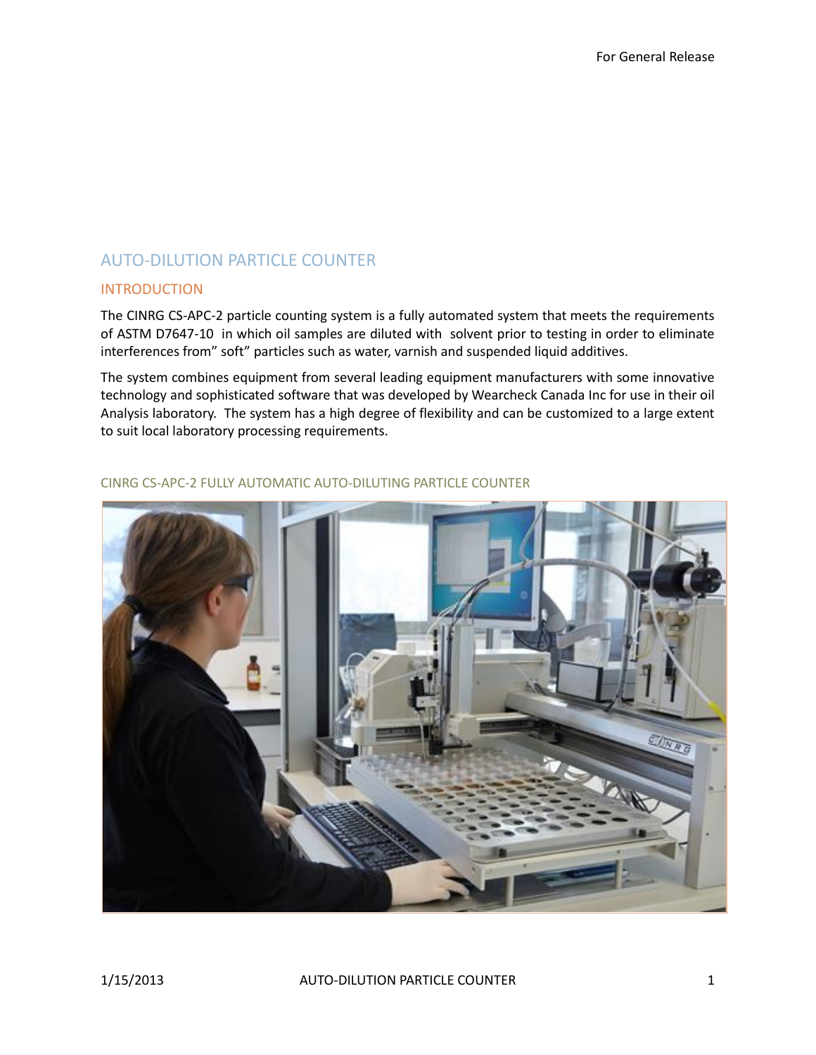For General Release

# AUTO-DILUTION PARTICLE COUNTER

## INTRODUCTION

The CINRG CS-APC-2 particle counting system is a fully automated system that meets the requirements of ASTM D7647-10 in which oil samples are diluted with solvent prior to testing in order to eliminate interferences from" soft" particles such as water, varnish and suspended liquid additives.

The system combines equipment from several leading equipment manufacturers with some innovative technology and sophisticated software that was developed by Wearcheck Canada Inc for use in their oil Analysis laboratory. The system has a high degree of flexibility and can be customized to a large extent to suit local laboratory processing requirements.

### CINRG CS-APC-2 FULLY AUTOMATIC AUTO-DILUTING PARTICLE COUNTER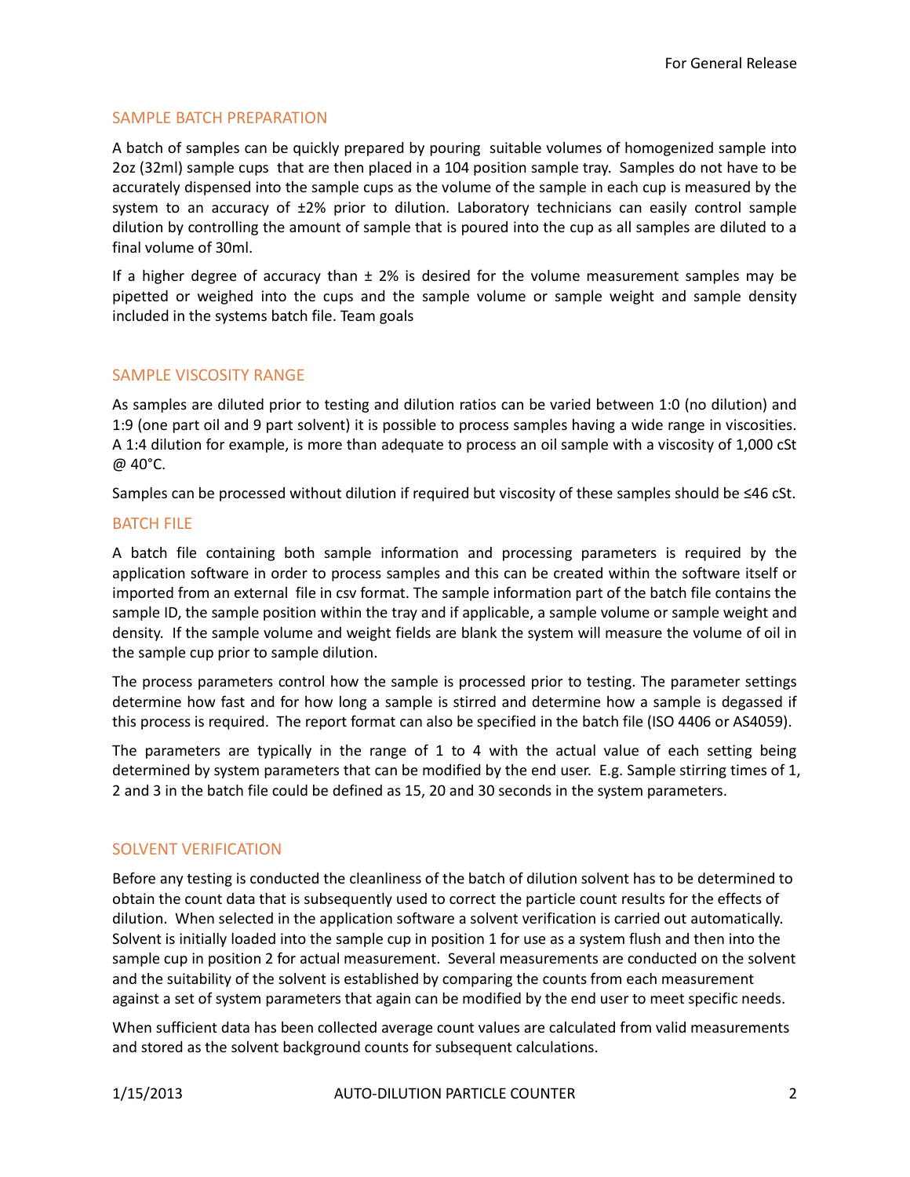## SAMPLE BATCH PREPARATION

A batch of samples can be quickly prepared by pouring suitable volumes of homogenized sample into 2oz (32ml) sample cups that are then placed in a 104 position sample tray. Samples do not have to be accurately dispensed into the sample cups as the volume of the sample in each cup is measured by the system to an accuracy of ±2% prior to dilution. Laboratory technicians can easily control sample dilution by controlling the amount of sample that is poured into the cup as all samples are diluted to a final volume of 30ml.

If a higher degree of accuracy than ± 2% is desired for the volume measurement samples may be pipetted or weighed into the cups and the sample volume or sample weight and sample density included in the systems batch file. Team goals

## SAMPLE VISCOSITY RANGE

As samples are diluted prior to testing and dilution ratios can be varied between 1:0 (no dilution) and 1:9 (one part oil and 9 part solvent) it is possible to process samples having a wide range in viscosities. A 1:4 dilution for example, is more than adequate to process an oil sample with a viscosity of 1,000 cSt @ 40°C.

Samples can be processed without dilution if required but viscosity of these samples should be ≤46 cSt.

## BATCH FILE

A batch file containing both sample information and processing parameters is required by the application software in order to process samples and this can be created within the software itself or imported from an external file in csv format. The sample information part of the batch file contains the sample ID, the sample position within the tray and if applicable, a sample volume or sample weight and density. If the sample volume and weight fields are blank the system will measure the volume of oil in the sample cup prior to sample dilution.

The process parameters control how the sample is processed prior to testing. The parameter settings determine how fast and for how long a sample is stirred and determine how a sample is degassed if this process is required. The report format can also be specified in the batch file (ISO 4406 or AS4059).

The parameters are typically in the range of 1 to 4 with the actual value of each setting being determined by system parameters that can be modified by the end user. E.g. Sample stirring times of 1, 2 and 3 in the batch file could be defined as 15, 20 and 30 seconds in the system parameters.

## SOLVENT VERIFICATION

Before any testing is conducted the cleanliness of the batch of dilution solvent has to be determined to obtain the count data that is subsequently used to correct the particle count results for the effects of dilution. When selected in the application software a solvent verification is carried out automatically. Solvent is initially loaded into the sample cup in position 1 for use as a system flush and then into the sample cup in position 2 for actual measurement. Several measurements are conducted on the solvent and the suitability of the solvent is established by comparing the counts from each measurement against a set of system parameters that again can be modified by the end user to meet specific needs.

When sufficient data has been collected average count values are calculated from valid measurements and stored as the solvent background counts for subsequent calculations.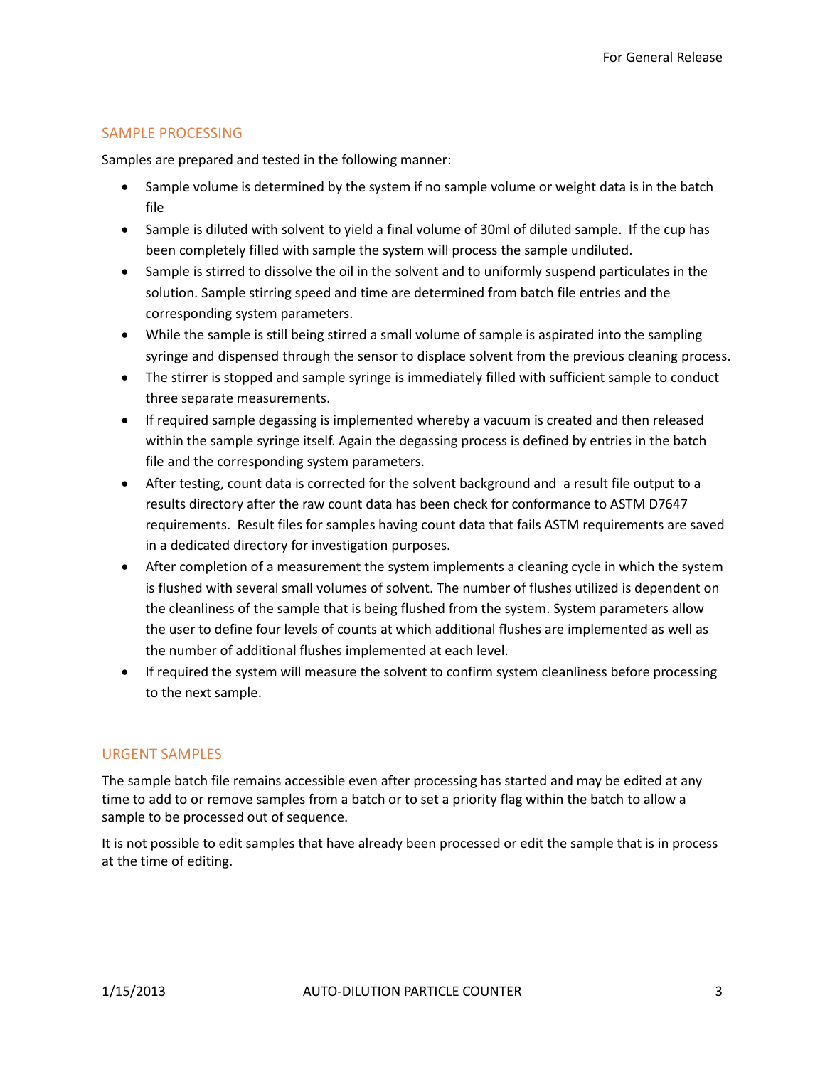## SAMPLE PROCESSING

Samples are prepared and tested in the following manner:

- Sample volume is determined by the system if no sample volume or weight data is in the batch file
- Sample is diluted with solvent to yield a final volume of 30ml of diluted sample. If the cup has been completely filled with sample the system will process the sample undiluted.
- Sample is stirred to dissolve the oil in the solvent and to uniformly suspend particulates in the solution. Sample stirring speed and time are determined from batch file entries and the corresponding system parameters.
- While the sample is still being stirred a small volume of sample is aspirated into the sampling syringe and dispensed through the sensor to displace solvent from the previous cleaning process.
- The stirrer is stopped and sample syringe is immediately filled with sufficient sample to conduct three separate measurements.
- If required sample degassing is implemented whereby a vacuum is created and then released within the sample syringe itself. Again the degassing process is defined by entries in the batch file and the corresponding system parameters.
- After testing, count data is corrected for the solvent background and a result file output to a results directory after the raw count data has been check for conformance to ASTM D7647 requirements. Result files for samples having count data that fails ASTM requirements are saved in a dedicated directory for investigation purposes.
- After completion of a measurement the system implements a cleaning cycle in which the system is flushed with several small volumes of solvent. The number of flushes utilized is dependent on the cleanliness of the sample that is being flushed from the system. System parameters allow the user to define four levels of counts at which additional flushes are implemented as well as the number of additional flushes implemented at each level.
- If required the system will measure the solvent to confirm system cleanliness before processing to the next sample.

## URGENT SAMPLES

The sample batch file remains accessible even after processing has started and may be edited at any time to add to or remove samples from a batch or to set a priority flag within the batch to allow a sample to be processed out of sequence.

It is not possible to edit samples that have already been processed or edit the sample that is in process at the time of editing.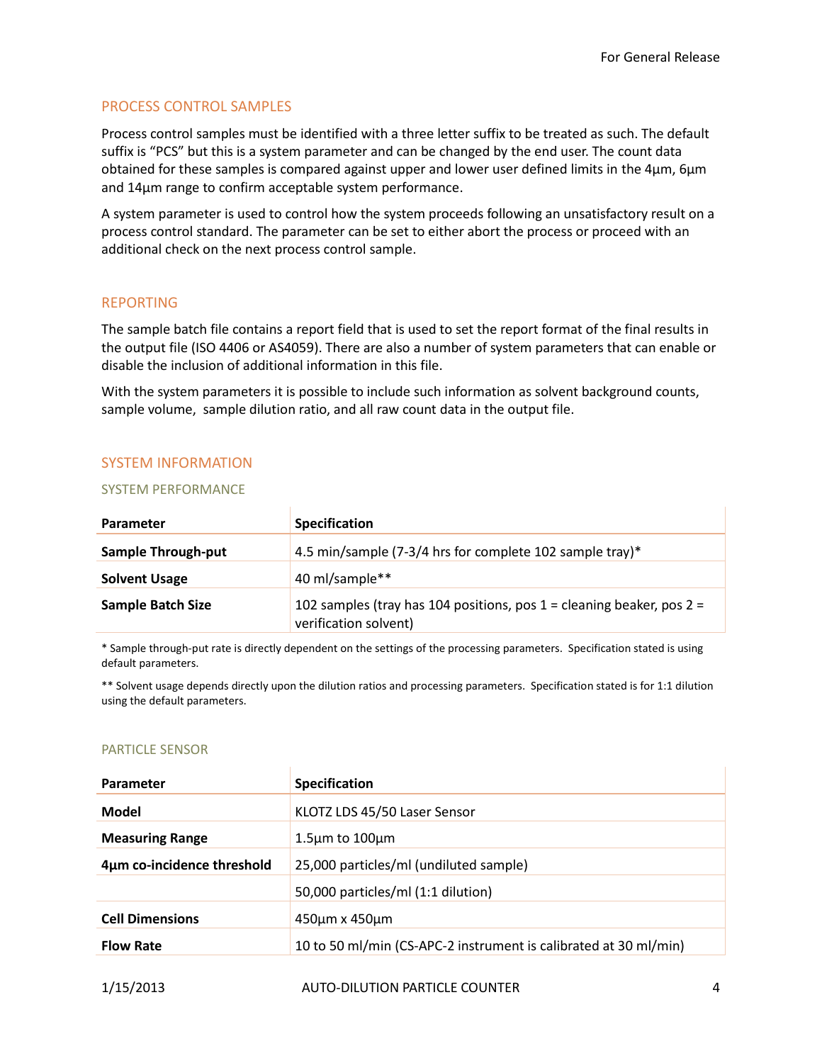## PROCESS CONTROL SAMPLES

Process control samples must be identified with a three letter suffix to be treated as such. The default suffix is “PCS” but this is a system parameter and can be changed by the end user. The count data obtained for these samples is compared against upper and lower user defined limits in the 4µm, 6µm and 14µm range to confirm acceptable system performance.

A system parameter is used to control how the system proceeds following an unsatisfactory result on a process control standard. The parameter can be set to either abort the process or proceed with an additional check on the next process control sample.

## REPORTING

The sample batch file contains a report field that is used to set the report format of the final results in the output file (ISO 4406 or AS4059). There are also a number of system parameters that can enable or disable the inclusion of additional information in this file.

With the system parameters it is possible to include such information as solvent background counts, sample volume, sample dilution ratio, and all raw count data in the output file.

## SYSTEM INFORMATION

### SYSTEM PERFORMANCE

| Parameter | Specification |
|---|---|
| **Sample Through-put** | 4.5 min/sample (7-3/4 hrs for complete 102 sample tray)* |
| **Solvent Usage** | 40 ml/sample** |
| **Sample Batch Size** | 102 samples (tray has 104 positions, pos 1 = cleaning beaker, pos 2 = verification solvent) |

* Sample through-put rate is directly dependent on the settings of the processing parameters. Specification stated is using default parameters.

** Solvent usage depends directly upon the dilution ratios and processing parameters. Specification stated is for 1:1 dilution using the default parameters.

### PARTICLE SENSOR

| Parameter | Specification |
|---|---|
| **Model** | KLOTZ LDS 45/50 Laser Sensor |
| **Measuring Range** | 1.5µm to 100µm |
| **4µm co-incidence threshold** | 25,000 particles/ml (undiluted sample) |
| | 50,000 particles/ml (1:1 dilution) |
| **Cell Dimensions** | 450µm x 450µm |
| **Flow Rate** | 10 to 50 ml/min (CS-APC-2 instrument is calibrated at 30 ml/min) |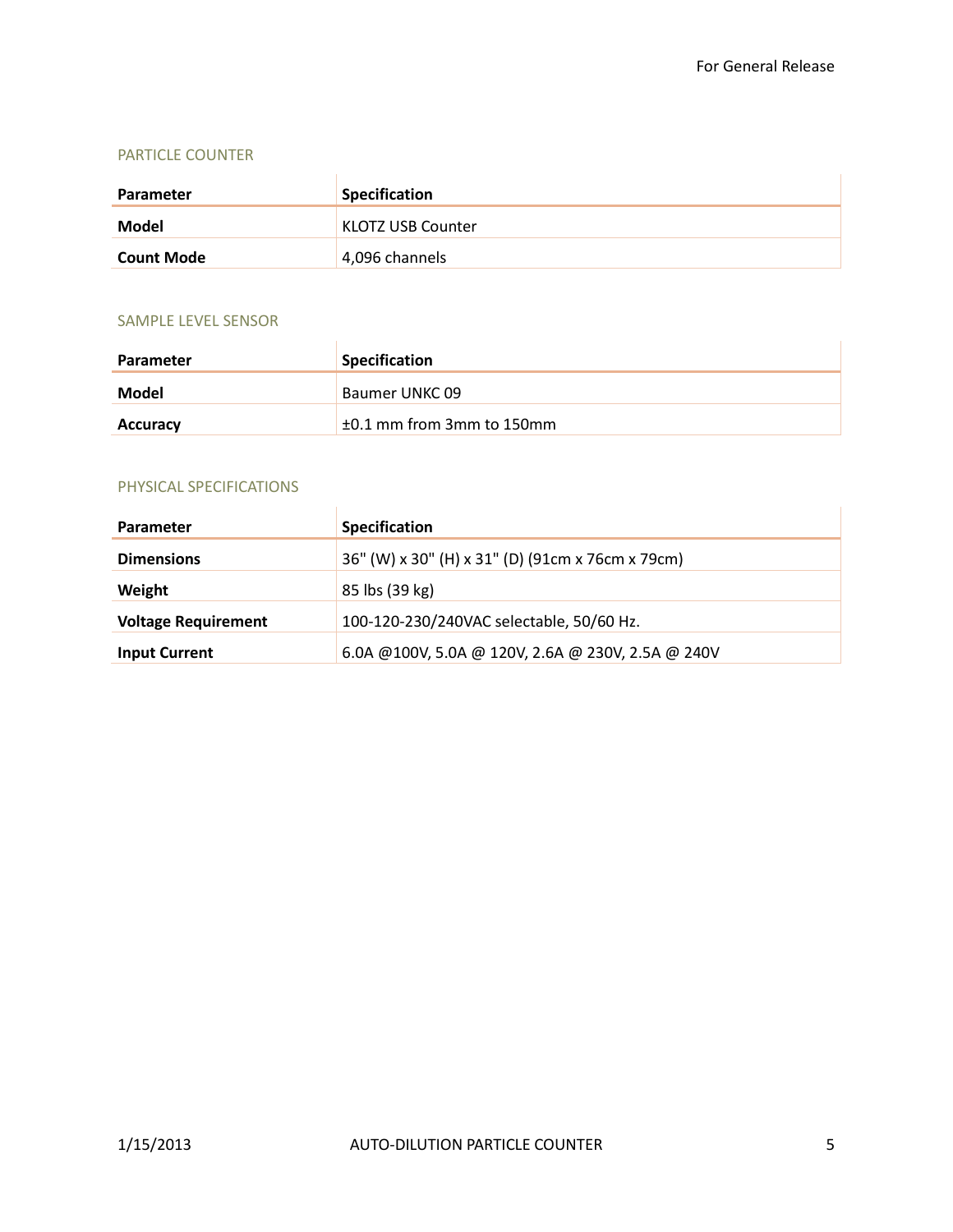### PARTICLE COUNTER

| Parameter | Specification |
|---|---|
| **Model** | KLOTZ USB Counter |
| **Count Mode** | 4,096 channels |

### SAMPLE LEVEL SENSOR

| Parameter | Specification |
|---|---|
| **Model** | Baumer UNKC 09 |
| **Accuracy** | ±0.1 mm from 3mm to 150mm |

### PHYSICAL SPECIFICATIONS

| Parameter | Specification |
|---|---|
| **Dimensions** | 36" (W) x 30" (H) x 31" (D) (91cm x 76cm x 79cm) |
| **Weight** | 85 lbs (39 kg) |
| **Voltage Requirement** | 100-120-230/240VAC selectable, 50/60 Hz. |
| **Input Current** | 6.0A @100V, 5.0A @ 120V, 2.6A @ 230V, 2.5A @ 240V |